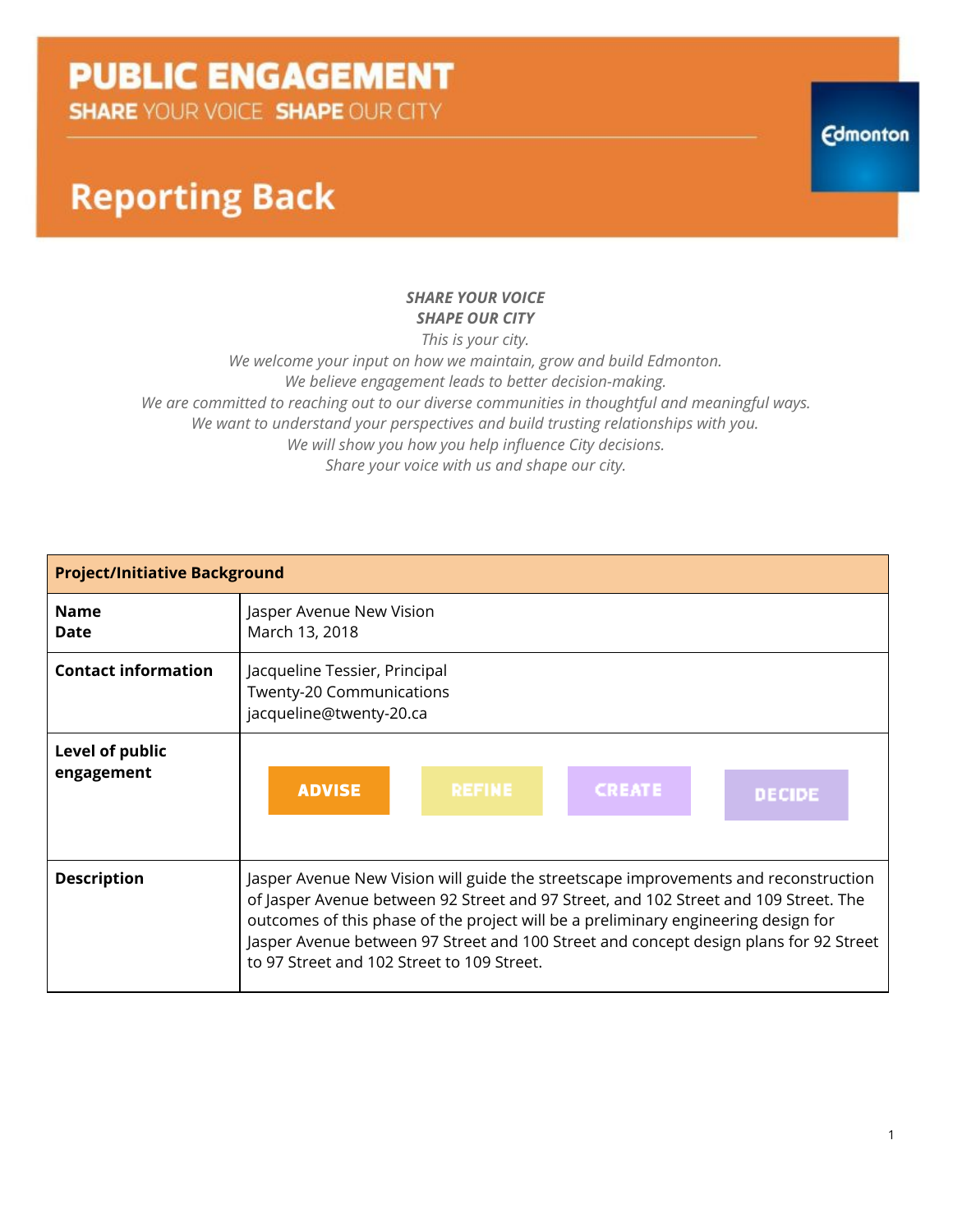# PUBLIC ENGAGEMENT

**SHARE** YOUR VOICE **SHAPE** OUR CITY

Edmonton

## Reporting Back

***SHARE YOUR VOICE***
***SHAPE OUR CITY***
*This is your city.*
*We welcome your input on how we maintain, grow and build Edmonton.*
*We believe engagement leads to better decision-making.*
*We are committed to reaching out to our diverse communities in thoughtful and meaningful ways.*
*We want to understand your perspectives and build trusting relationships with you.*
*We will show you how you help influence City decisions.*
*Share your voice with us and shape our city.*

| **Project/Initiative Background** | |
|---|---|
| **Name**<br>**Date** | Jasper Avenue New Vision<br>March 13, 2018 |
| **Contact information** | Jacqueline Tessier, Principal<br>Twenty-20 Communications<br>jacqueline@twenty-20.ca |
| **Level of public engagement** | **ADVISE** REFINE CREATE DECIDE |
| **Description** | Jasper Avenue New Vision will guide the streetscape improvements and reconstruction of Jasper Avenue between 92 Street and 97 Street, and 102 Street and 109 Street. The outcomes of this phase of the project will be a preliminary engineering design for Jasper Avenue between 97 Street and 100 Street and concept design plans for 92 Street to 97 Street and 102 Street to 109 Street. |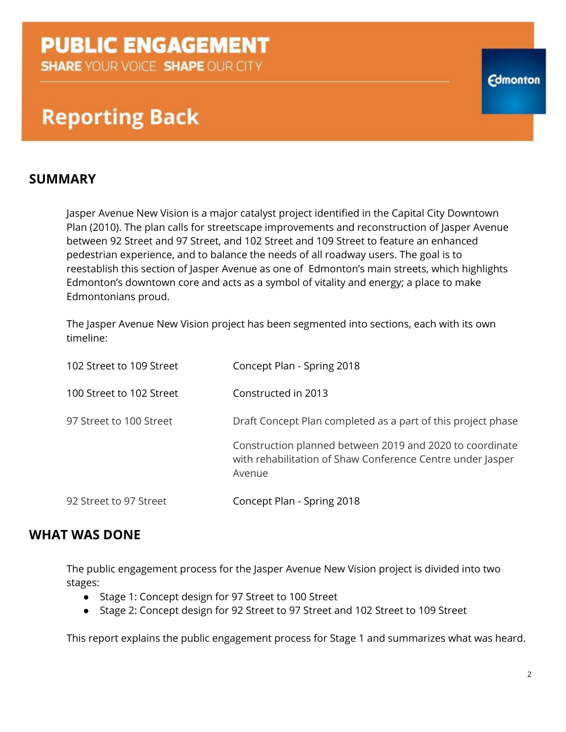# PUBLIC ENGAGEMENT

**SHARE** YOUR VOICE **SHAPE** OUR CITY

# Reporting Back

## SUMMARY

Jasper Avenue New Vision is a major catalyst project identified in the Capital City Downtown Plan (2010). The plan calls for streetscape improvements and reconstruction of Jasper Avenue between 92 Street and 97 Street, and 102 Street and 109 Street to feature an enhanced pedestrian experience, and to balance the needs of all roadway users. The goal is to reestablish this section of Jasper Avenue as one of Edmonton's main streets, which highlights Edmonton's downtown core and acts as a symbol of vitality and energy; a place to make Edmontonians proud.

The Jasper Avenue New Vision project has been segmented into sections, each with its own timeline:

| | |
|---|---|
| 102 Street to 109 Street | Concept Plan - Spring 2018 |
| 100 Street to 102 Street | Constructed in 2013 |
| 97 Street to 100 Street | Draft Concept Plan completed as a part of this project phase<br><br>Construction planned between 2019 and 2020 to coordinate with rehabilitation of Shaw Conference Centre under Jasper Avenue |
| 92 Street to 97 Street | Concept Plan - Spring 2018 |

## WHAT WAS DONE

The public engagement process for the Jasper Avenue New Vision project is divided into two stages:

- Stage 1: Concept design for 97 Street to 100 Street
- Stage 2: Concept design for 92 Street to 97 Street and 102 Street to 109 Street

This report explains the public engagement process for Stage 1 and summarizes what was heard.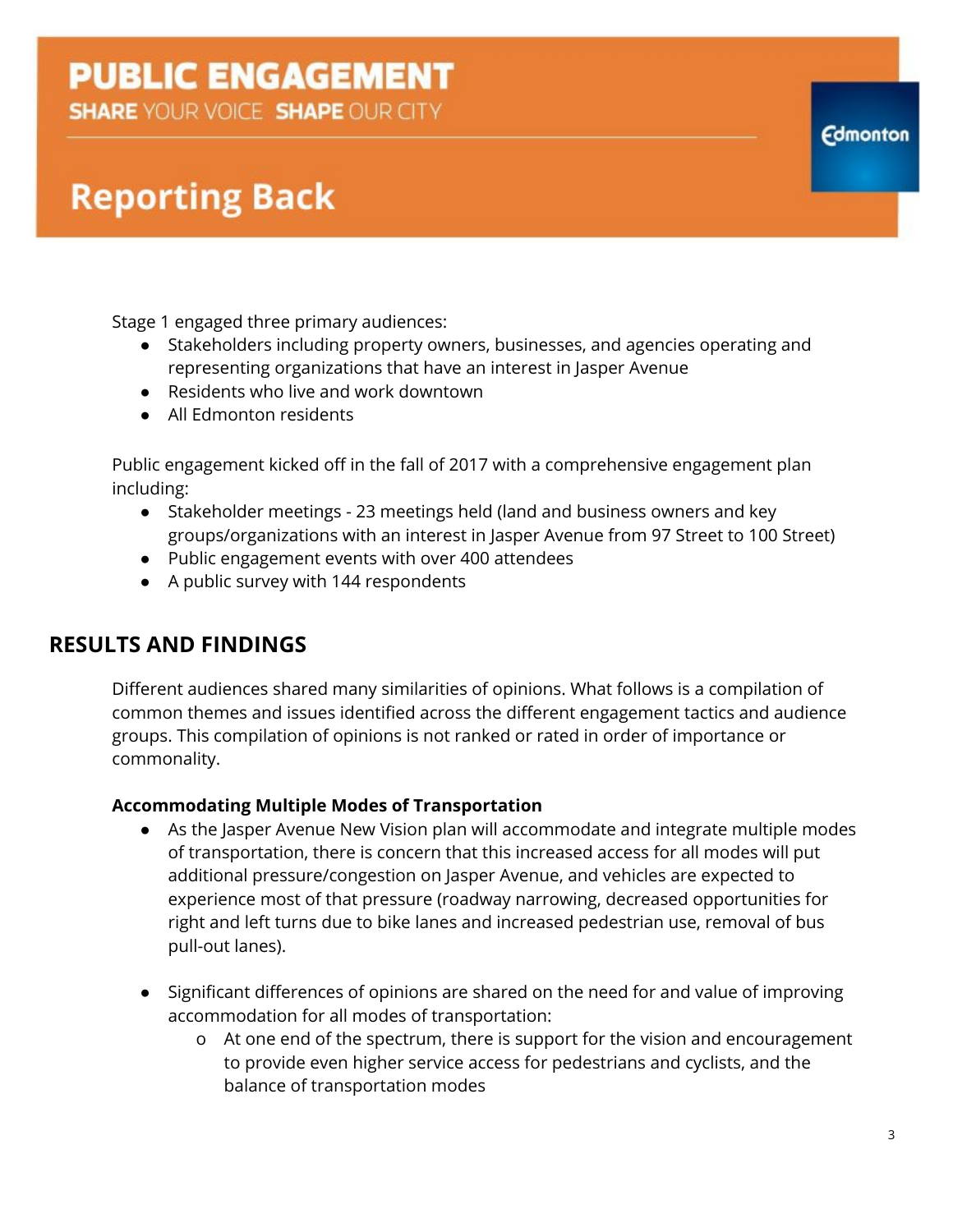Stage 1 engaged three primary audiences:

- Stakeholders including property owners, businesses, and agencies operating and representing organizations that have an interest in Jasper Avenue
- Residents who live and work downtown
- All Edmonton residents

Public engagement kicked off in the fall of 2017 with a comprehensive engagement plan including:

- Stakeholder meetings - 23 meetings held (land and business owners and key groups/organizations with an interest in Jasper Avenue from 97 Street to 100 Street)
- Public engagement events with over 400 attendees
- A public survey with 144 respondents

## RESULTS AND FINDINGS

Different audiences shared many similarities of opinions. What follows is a compilation of common themes and issues identified across the different engagement tactics and audience groups. This compilation of opinions is not ranked or rated in order of importance or commonality.

**Accommodating Multiple Modes of Transportation**

- As the Jasper Avenue New Vision plan will accommodate and integrate multiple modes of transportation, there is concern that this increased access for all modes will put additional pressure/congestion on Jasper Avenue, and vehicles are expected to experience most of that pressure (roadway narrowing, decreased opportunities for right and left turns due to bike lanes and increased pedestrian use, removal of bus pull-out lanes).

- Significant differences of opinions are shared on the need for and value of improving accommodation for all modes of transportation:
  - At one end of the spectrum, there is support for the vision and encouragement to provide even higher service access for pedestrians and cyclists, and the balance of transportation modes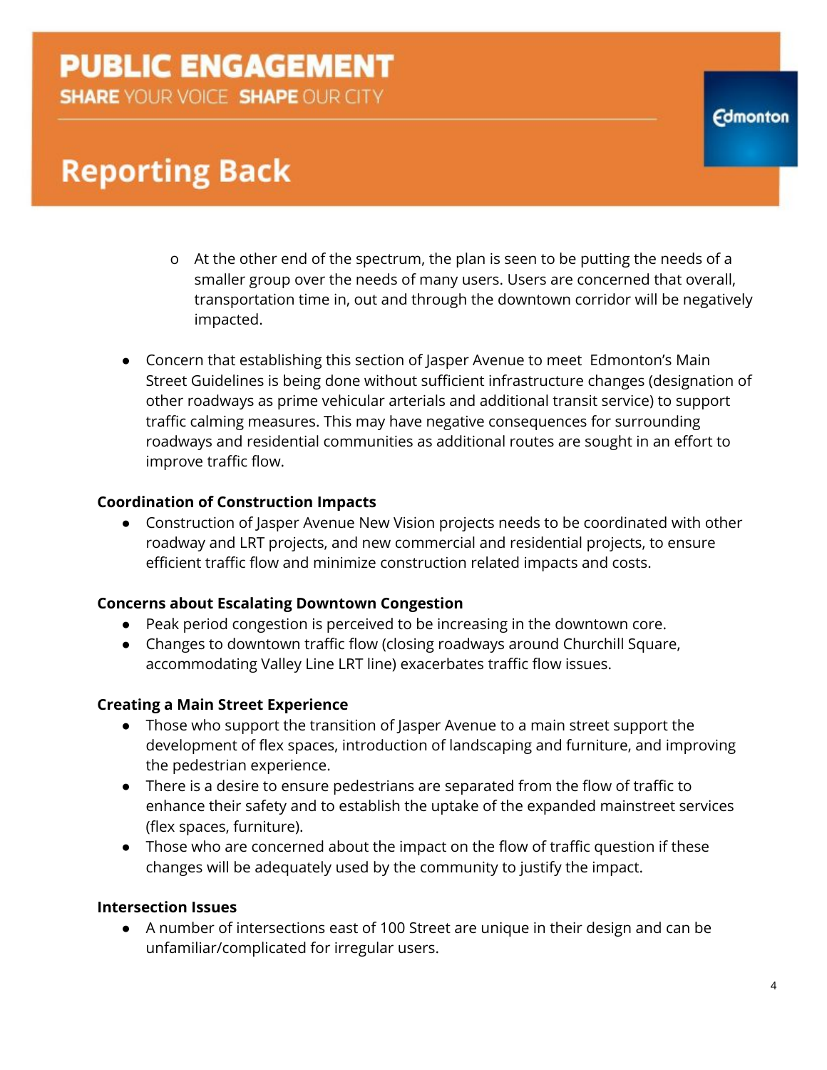- At the other end of the spectrum, the plan is seen to be putting the needs of a smaller group over the needs of many users. Users are concerned that overall, transportation time in, out and through the downtown corridor will be negatively impacted.

- Concern that establishing this section of Jasper Avenue to meet Edmonton's Main Street Guidelines is being done without sufficient infrastructure changes (designation of other roadways as prime vehicular arterials and additional transit service) to support traffic calming measures. This may have negative consequences for surrounding roadways and residential communities as additional routes are sought in an effort to improve traffic flow.

**Coordination of Construction Impacts**

- Construction of Jasper Avenue New Vision projects needs to be coordinated with other roadway and LRT projects, and new commercial and residential projects, to ensure efficient traffic flow and minimize construction related impacts and costs.

**Concerns about Escalating Downtown Congestion**

- Peak period congestion is perceived to be increasing in the downtown core.
- Changes to downtown traffic flow (closing roadways around Churchill Square, accommodating Valley Line LRT line) exacerbates traffic flow issues.

**Creating a Main Street Experience**

- Those who support the transition of Jasper Avenue to a main street support the development of flex spaces, introduction of landscaping and furniture, and improving the pedestrian experience.
- There is a desire to ensure pedestrians are separated from the flow of traffic to enhance their safety and to establish the uptake of the expanded mainstreet services (flex spaces, furniture).
- Those who are concerned about the impact on the flow of traffic question if these changes will be adequately used by the community to justify the impact.

**Intersection Issues**

- A number of intersections east of 100 Street are unique in their design and can be unfamiliar/complicated for irregular users.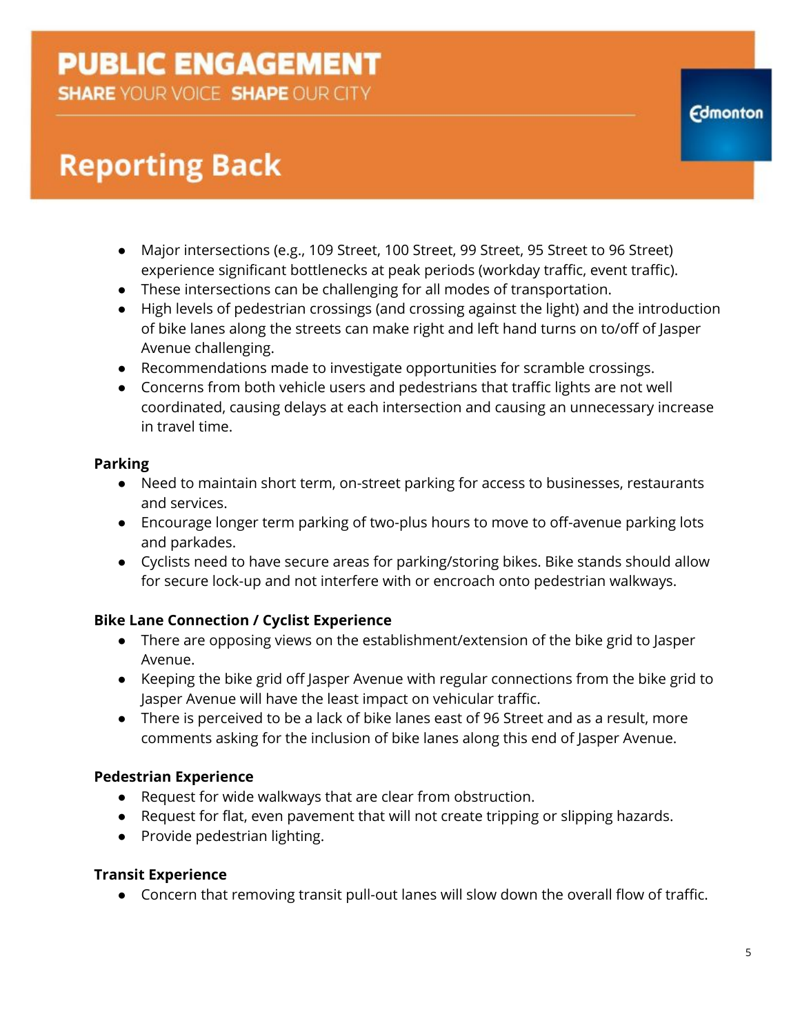- Major intersections (e.g., 109 Street, 100 Street, 99 Street, 95 Street to 96 Street) experience significant bottlenecks at peak periods (workday traffic, event traffic).
- These intersections can be challenging for all modes of transportation.
- High levels of pedestrian crossings (and crossing against the light) and the introduction of bike lanes along the streets can make right and left hand turns on to/off of Jasper Avenue challenging.
- Recommendations made to investigate opportunities for scramble crossings.
- Concerns from both vehicle users and pedestrians that traffic lights are not well coordinated, causing delays at each intersection and causing an unnecessary increase in travel time.

**Parking**

- Need to maintain short term, on-street parking for access to businesses, restaurants and services.
- Encourage longer term parking of two-plus hours to move to off-avenue parking lots and parkades.
- Cyclists need to have secure areas for parking/storing bikes. Bike stands should allow for secure lock-up and not interfere with or encroach onto pedestrian walkways.

**Bike Lane Connection / Cyclist Experience**

- There are opposing views on the establishment/extension of the bike grid to Jasper Avenue.
- Keeping the bike grid off Jasper Avenue with regular connections from the bike grid to Jasper Avenue will have the least impact on vehicular traffic.
- There is perceived to be a lack of bike lanes east of 96 Street and as a result, more comments asking for the inclusion of bike lanes along this end of Jasper Avenue.

**Pedestrian Experience**

- Request for wide walkways that are clear from obstruction.
- Request for flat, even pavement that will not create tripping or slipping hazards.
- Provide pedestrian lighting.

**Transit Experience**

- Concern that removing transit pull-out lanes will slow down the overall flow of traffic.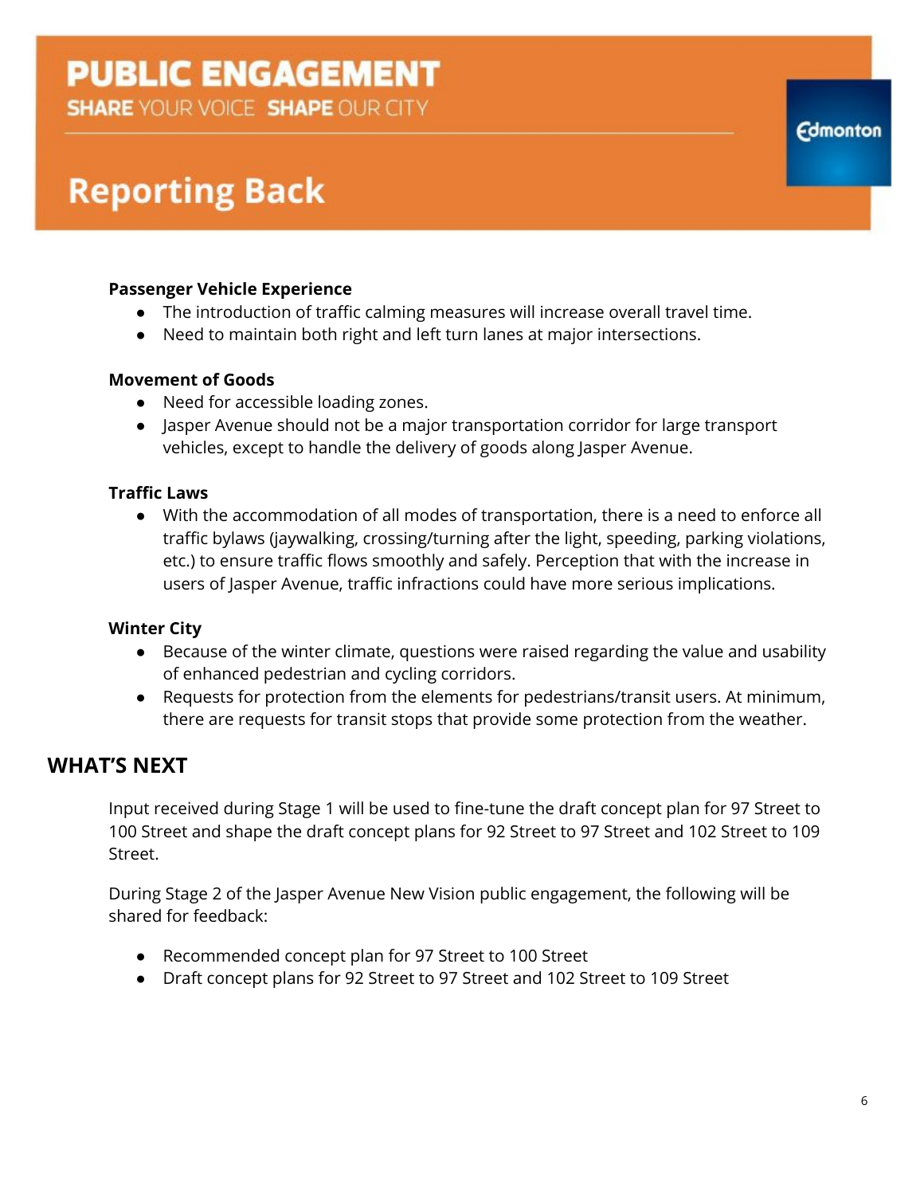**Passenger Vehicle Experience**

- The introduction of traffic calming measures will increase overall travel time.
- Need to maintain both right and left turn lanes at major intersections.

**Movement of Goods**

- Need for accessible loading zones.
- Jasper Avenue should not be a major transportation corridor for large transport vehicles, except to handle the delivery of goods along Jasper Avenue.

**Traffic Laws**

- With the accommodation of all modes of transportation, there is a need to enforce all traffic bylaws (jaywalking, crossing/turning after the light, speeding, parking violations, etc.) to ensure traffic flows smoothly and safely. Perception that with the increase in users of Jasper Avenue, traffic infractions could have more serious implications.

**Winter City**

- Because of the winter climate, questions were raised regarding the value and usability of enhanced pedestrian and cycling corridors.
- Requests for protection from the elements for pedestrians/transit users. At minimum, there are requests for transit stops that provide some protection from the weather.

## WHAT'S NEXT

Input received during Stage 1 will be used to fine-tune the draft concept plan for 97 Street to 100 Street and shape the draft concept plans for 92 Street to 97 Street and 102 Street to 109 Street.

During Stage 2 of the Jasper Avenue New Vision public engagement, the following will be shared for feedback:

- Recommended concept plan for 97 Street to 100 Street
- Draft concept plans for 92 Street to 97 Street and 102 Street to 109 Street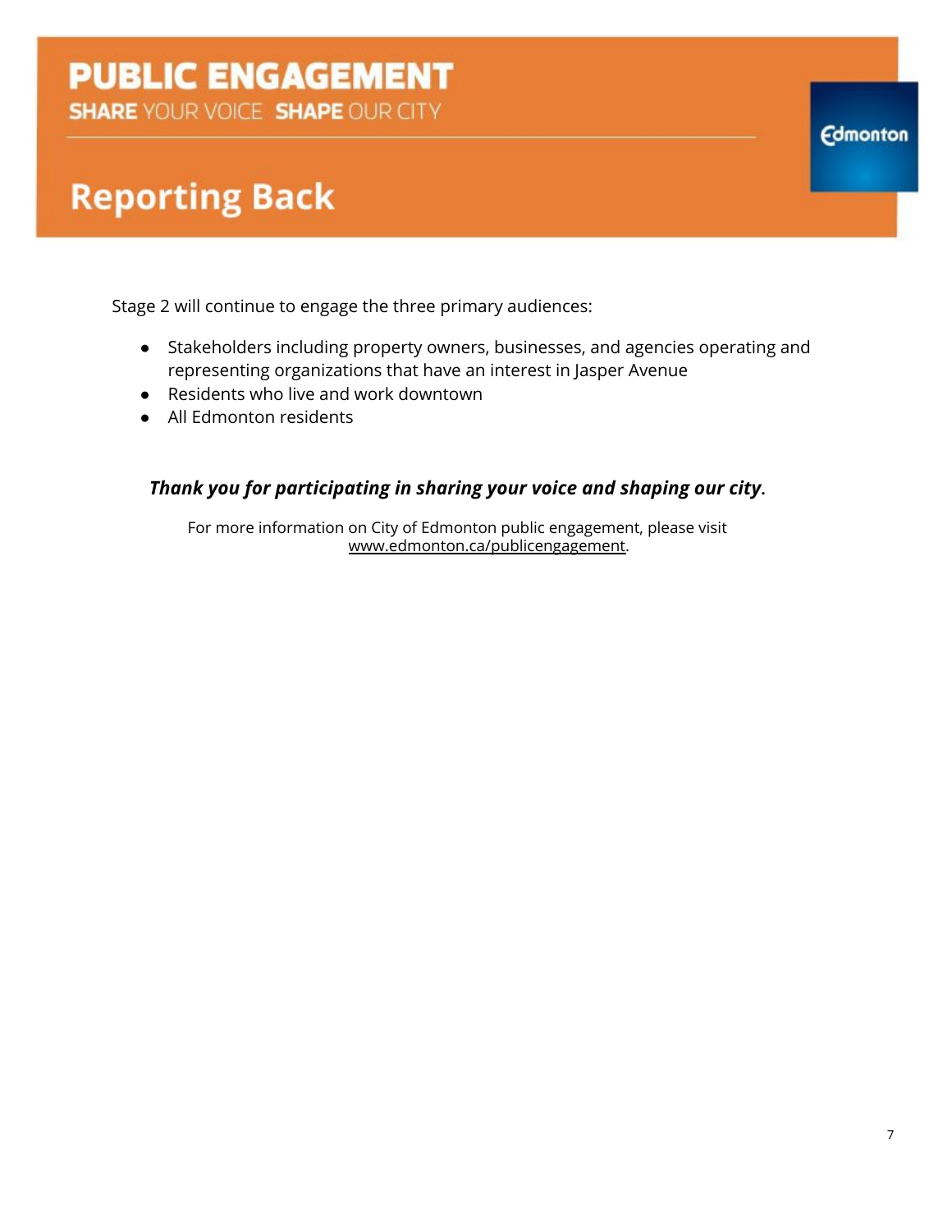# PUBLIC ENGAGEMENT

**SHARE** YOUR VOICE **SHAPE** OUR CITY

Edmonton

## Reporting Back

Stage 2 will continue to engage the three primary audiences:

- Stakeholders including property owners, businesses, and agencies operating and representing organizations that have an interest in Jasper Avenue
- Residents who live and work downtown
- All Edmonton residents

***Thank you for participating in sharing your voice and shaping our city*.**

For more information on City of Edmonton public engagement, please visit www.edmonton.ca/publicengagement.